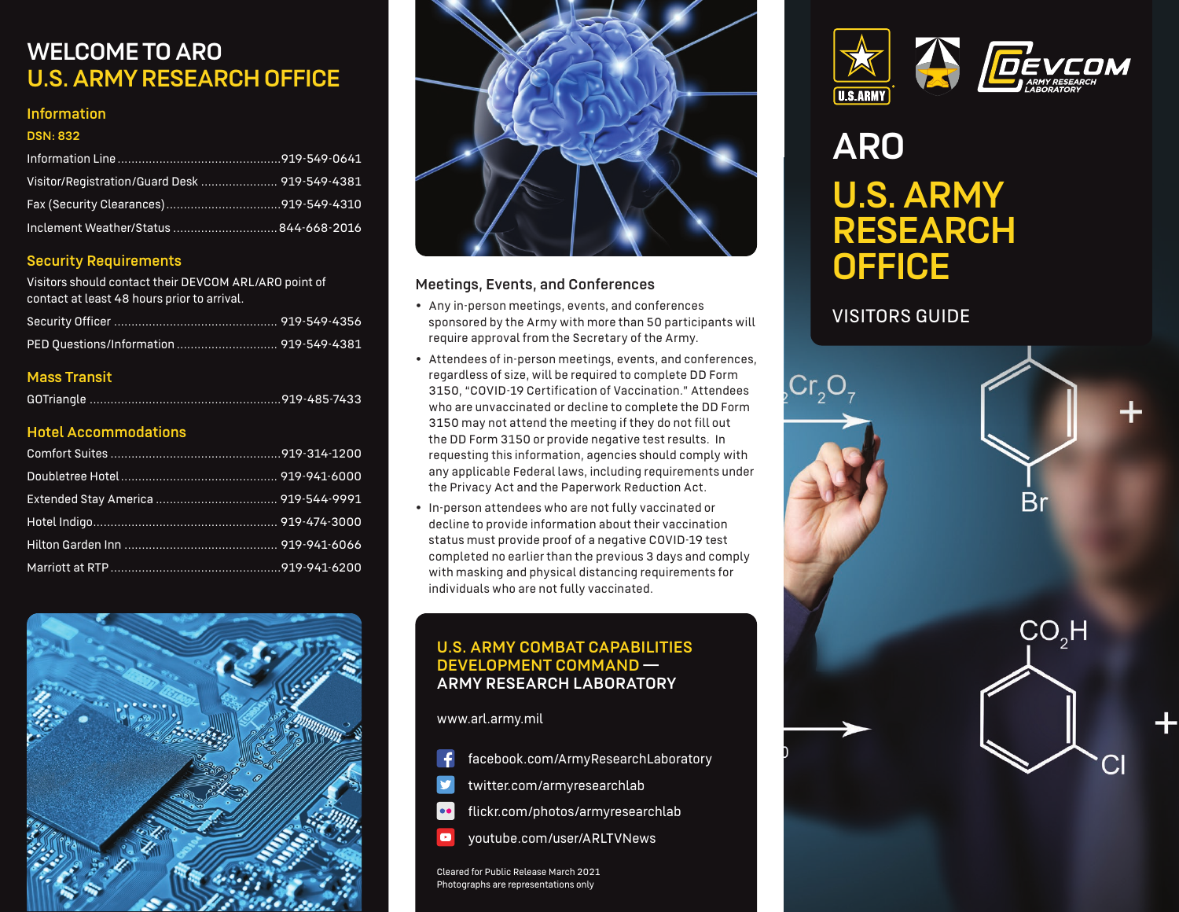# WELCOME TO ARO
# U.S. ARMY RESEARCH OFFICE

## Information

**DSN: 832**

Information Line ........................................ 919-549-0641
Visitor/Registration/Guard Desk ..................... 919-549-4381
Fax (Security Clearances) ............................ 919-549-4310
Inclement Weather/Status ............................ 844-668-2016

## Security Requirements

Visitors should contact their DEVCOM ARL/ARO point of contact at least 48 hours prior to arrival.

Security Officer ........................................ 919-549-4356
PED Questions/Information ........................... 919-549-4381

## Mass Transit

GOTriangle ................................................ 919-485-7433

## Hotel Accommodations

Comfort Suites ........................................... 919-314-1200
Doubletree Hotel ........................................ 919-941-6000
Extended Stay America ................................ 919-544-9991
Hotel Indigo ............................................... 919-474-3000
Hilton Garden Inn ....................................... 919-941-6066
Marriott at RTP ........................................... 919-941-6200

## Meetings, Events, and Conferences

- Any in-person meetings, events, and conferences sponsored by the Army with more than 50 participants will require approval from the Secretary of the Army.
- Attendees of in-person meetings, events, and conferences, regardless of size, will be required to complete DD Form 3150, "COVID-19 Certification of Vaccination." Attendees who are unvaccinated or decline to complete the DD Form 3150 may not attend the meeting if they do not fill out the DD Form 3150 or provide negative test results. In requesting this information, agencies should comply with any applicable Federal laws, including requirements under the Privacy Act and the Paperwork Reduction Act.
- In-person attendees who are not fully vaccinated or decline to provide information about their vaccination status must provide proof of a negative COVID-19 test completed no earlier than the previous 3 days and comply with masking and physical distancing requirements for individuals who are not fully vaccinated.

## U.S. ARMY COMBAT CAPABILITIES DEVELOPMENT COMMAND — ARMY RESEARCH LABORATORY

www.arl.army.mil

facebook.com/ArmyResearchLaboratory
twitter.com/armyresearchlab
flickr.com/photos/armyresearchlab
youtube.com/user/ARLTVNews

Cleared for Public Release March 2021
Photographs are representations only

U.S. ARMY

DEVCOM ARMY RESEARCH LABORATORY

# ARO
# U.S. ARMY RESEARCH OFFICE

## VISITORS GUIDE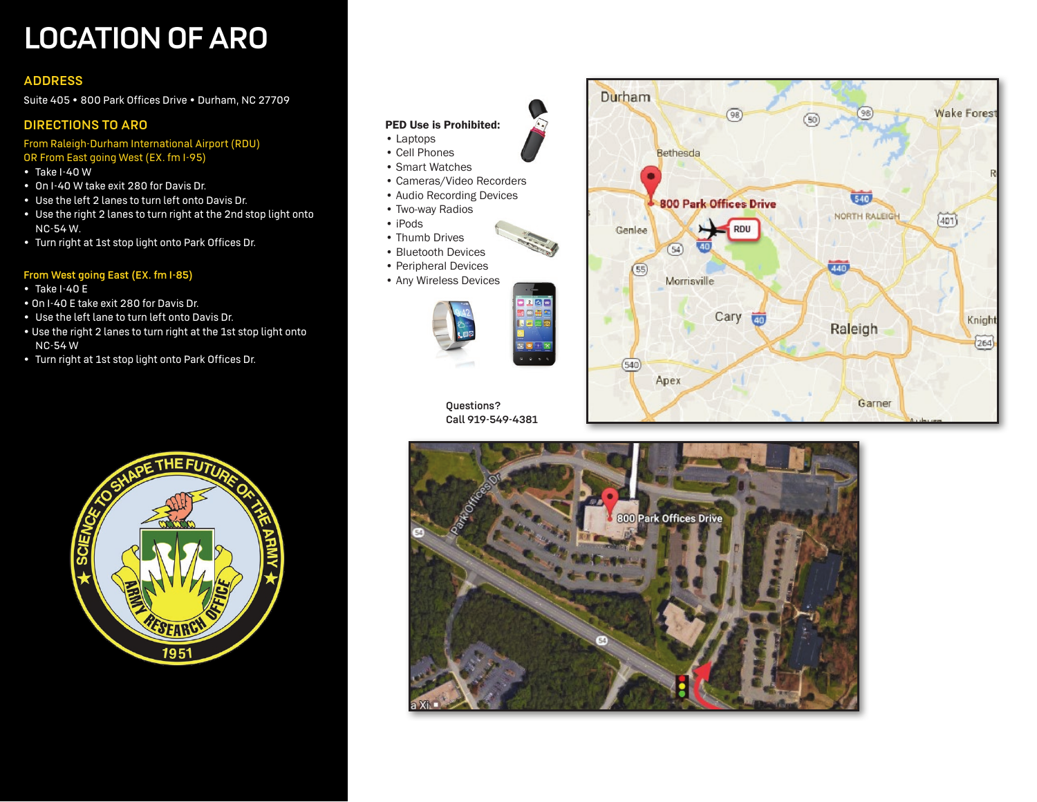# LOCATION OF ARO

## ADDRESS

Suite 405 • 800 Park Offices Drive • Durham, NC 27709

## DIRECTIONS TO ARO

From Raleigh-Durham International Airport (RDU)
OR From East going West (EX. fm I-95)

- Take I-40 W
- On I-40 W take exit 280 for Davis Dr.
- Use the left 2 lanes to turn left onto Davis Dr.
- Use the right 2 lanes to turn right at the 2nd stop light onto NC-54 W.
- Turn right at 1st stop light onto Park Offices Dr.

From West going East (EX. fm I-85)

- Take I-40 E
- On I-40 E take exit 280 for Davis Dr.
- Use the left lane to turn left onto Davis Dr.
- Use the right 2 lanes to turn right at the 1st stop light onto NC-54 W
- Turn right at 1st stop light onto Park Offices Dr.

**PED Use is Prohibited:**

- Laptops
- Cell Phones
- Smart Watches
- Cameras/Video Recorders
- Audio Recording Devices
- Two-way Radios
- iPods
- Thumb Drives
- Bluetooth Devices
- Peripheral Devices
- Any Wireless Devices

**Questions?**
**Call 919-549-4381**